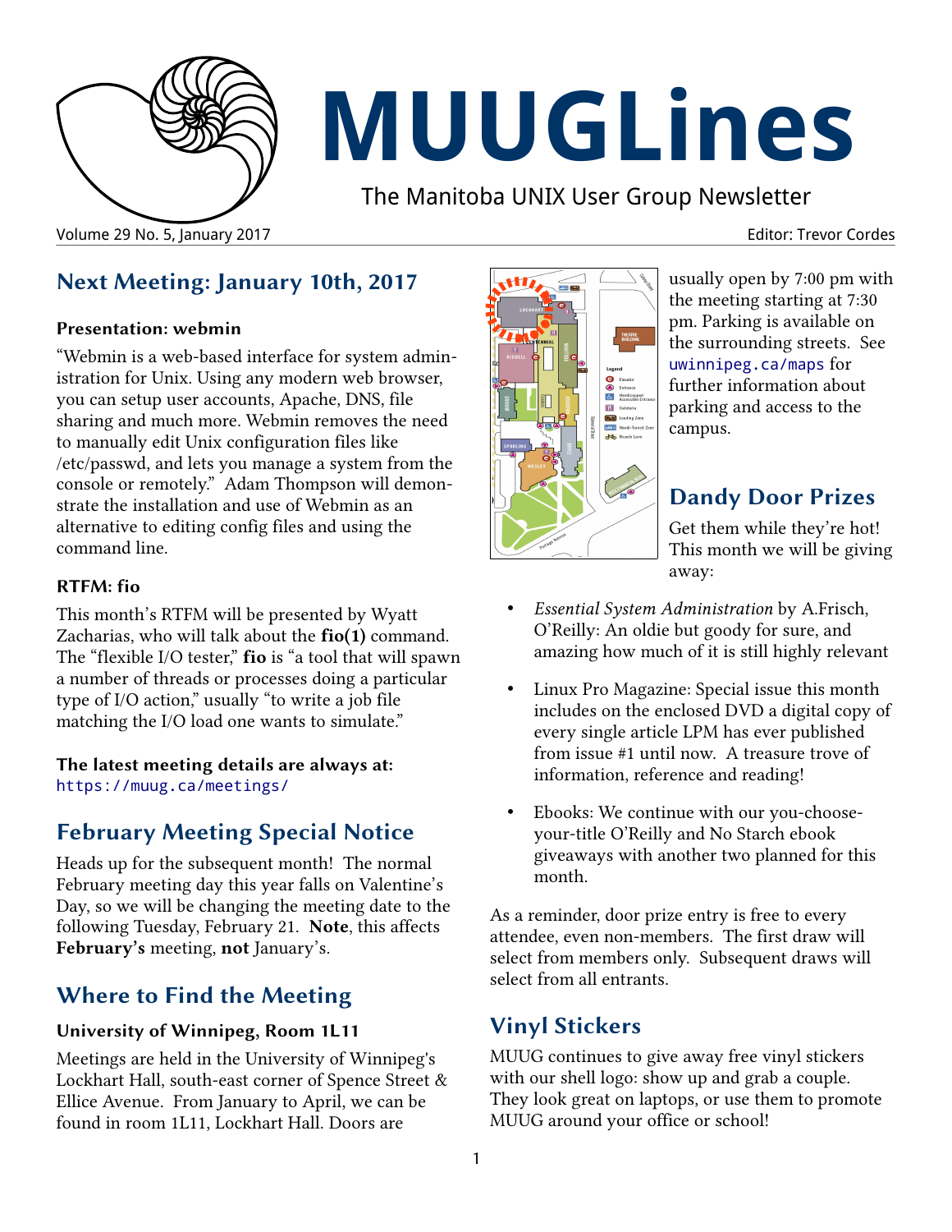# MUUGLines

The Manitoba UNIX User Group Newsletter

Volume 29 No. 5, January 2017 Editor: Trevor Cordes

## Next Meeting: January 10th, 2017

### Presentation: webmin

"Webmin is a web-based interface for system administration for Unix. Using any modern web browser, you can setup user accounts, Apache, DNS, file sharing and much more. Webmin removes the need to manually edit Unix configuration files like /etc/passwd, and lets you manage a system from the console or remotely." Adam Thompson will demonstrate the installation and use of Webmin as an alternative to editing config files and using the command line.

### RTFM: fio

This month's RTFM will be presented by Wyatt Zacharias, who will talk about the **fio(1)** command. The "flexible I/O tester," **fio** is "a tool that will spawn a number of threads or processes doing a particular type of I/O action," usually "to write a job file matching the I/O load one wants to simulate."

**The latest meeting details are always at:**
https://muug.ca/meetings/

## February Meeting Special Notice

Heads up for the subsequent month! The normal February meeting day this year falls on Valentine's Day, so we will be changing the meeting date to the following Tuesday, February 21. **Note**, this affects **February's** meeting, **not** January's.

## Where to Find the Meeting

### University of Winnipeg, Room 1L11

Meetings are held in the University of Winnipeg's Lockhart Hall, south-east corner of Spence Street & Ellice Avenue. From January to April, we can be found in room 1L11, Lockhart Hall. Doors are usually open by 7:00 pm with the meeting starting at 7:30 pm. Parking is available on the surrounding streets. See uwinnipeg.ca/maps for further information about parking and access to the campus.

## Dandy Door Prizes

Get them while they're hot! This month we will be giving away:

- *Essential System Administration* by A.Frisch, O'Reilly: An oldie but goody for sure, and amazing how much of it is still highly relevant
- Linux Pro Magazine: Special issue this month includes on the enclosed DVD a digital copy of every single article LPM has ever published from issue #1 until now. A treasure trove of information, reference and reading!
- Ebooks: We continue with our you-choose-your-title O'Reilly and No Starch ebook giveaways with another two planned for this month.

As a reminder, door prize entry is free to every attendee, even non-members. The first draw will select from members only. Subsequent draws will select from all entrants.

## Vinyl Stickers

MUUG continues to give away free vinyl stickers with our shell logo: show up and grab a couple. They look great on laptops, or use them to promote MUUG around your office or school!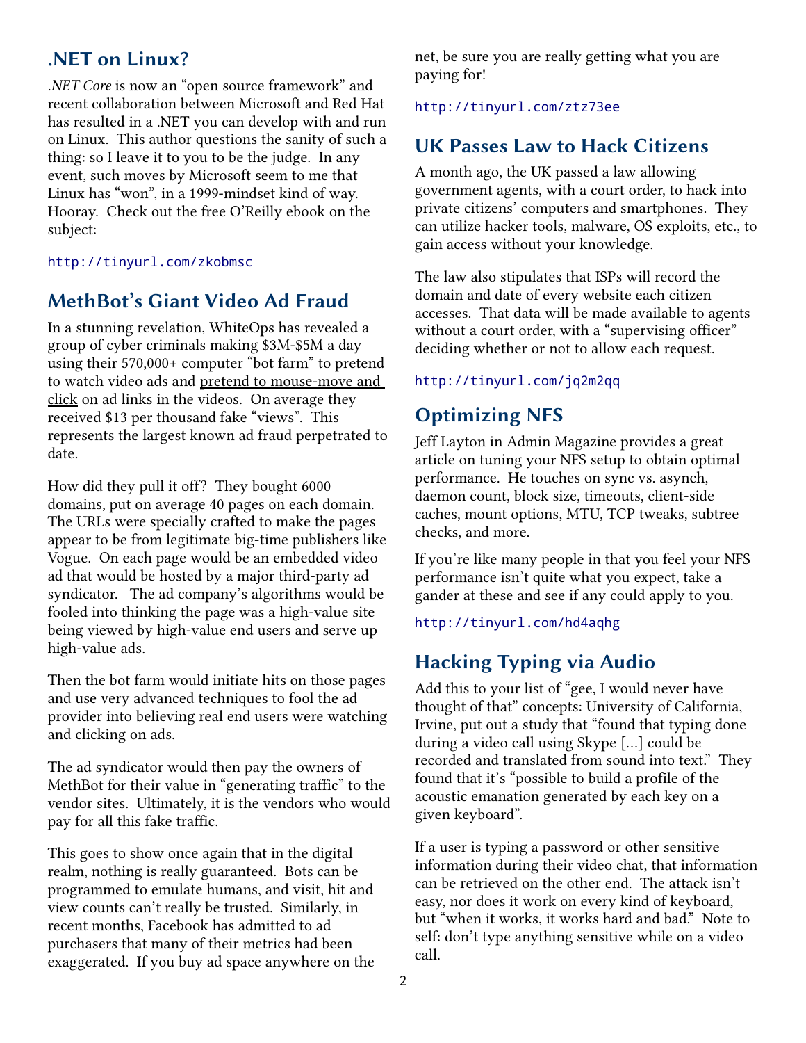## .NET on Linux?

*.NET Core* is now an "open source framework" and recent collaboration between Microsoft and Red Hat has resulted in a .NET you can develop with and run on Linux. This author questions the sanity of such a thing: so I leave it to you to be the judge. In any event, such moves by Microsoft seem to me that Linux has "won", in a 1999-mindset kind of way. Hooray. Check out the free O'Reilly ebook on the subject:

`http://tinyurl.com/zkobmsc`

## MethBot's Giant Video Ad Fraud

In a stunning revelation, WhiteOps has revealed a group of cyber criminals making $3M-$5M a day using their 570,000+ computer "bot farm" to pretend to watch video ads and pretend to mouse-move and click on ad links in the videos. On average they received $13 per thousand fake "views". This represents the largest known ad fraud perpetrated to date.

How did they pull it off? They bought 6000 domains, put on average 40 pages on each domain. The URLs were specially crafted to make the pages appear to be from legitimate big-time publishers like Vogue. On each page would be an embedded video ad that would be hosted by a major third-party ad syndicator. The ad company's algorithms would be fooled into thinking the page was a high-value site being viewed by high-value end users and serve up high-value ads.

Then the bot farm would initiate hits on those pages and use very advanced techniques to fool the ad provider into believing real end users were watching and clicking on ads.

The ad syndicator would then pay the owners of MethBot for their value in "generating traffic" to the vendor sites. Ultimately, it is the vendors who would pay for all this fake traffic.

This goes to show once again that in the digital realm, nothing is really guaranteed. Bots can be programmed to emulate humans, and visit, hit and view counts can't really be trusted. Similarly, in recent months, Facebook has admitted to ad purchasers that many of their metrics had been exaggerated. If you buy ad space anywhere on the net, be sure you are really getting what you are paying for!

`http://tinyurl.com/ztz73ee`

## UK Passes Law to Hack Citizens

A month ago, the UK passed a law allowing government agents, with a court order, to hack into private citizens' computers and smartphones. They can utilize hacker tools, malware, OS exploits, etc., to gain access without your knowledge.

The law also stipulates that ISPs will record the domain and date of every website each citizen accesses. That data will be made available to agents without a court order, with a "supervising officer" deciding whether or not to allow each request.

`http://tinyurl.com/jq2m2qq`

## Optimizing NFS

Jeff Layton in Admin Magazine provides a great article on tuning your NFS setup to obtain optimal performance. He touches on sync vs. asynch, daemon count, block size, timeouts, client-side caches, mount options, MTU, TCP tweaks, subtree checks, and more.

If you're like many people in that you feel your NFS performance isn't quite what you expect, take a gander at these and see if any could apply to you.

`http://tinyurl.com/hd4aqhg`

## Hacking Typing via Audio

Add this to your list of "gee, I would never have thought of that" concepts: University of California, Irvine, put out a study that "found that typing done during a video call using Skype [...] could be recorded and translated from sound into text." They found that it's "possible to build a profile of the acoustic emanation generated by each key on a given keyboard".

If a user is typing a password or other sensitive information during their video chat, that information can be retrieved on the other end. The attack isn't easy, nor does it work on every kind of keyboard, but "when it works, it works hard and bad." Note to self: don't type anything sensitive while on a video call.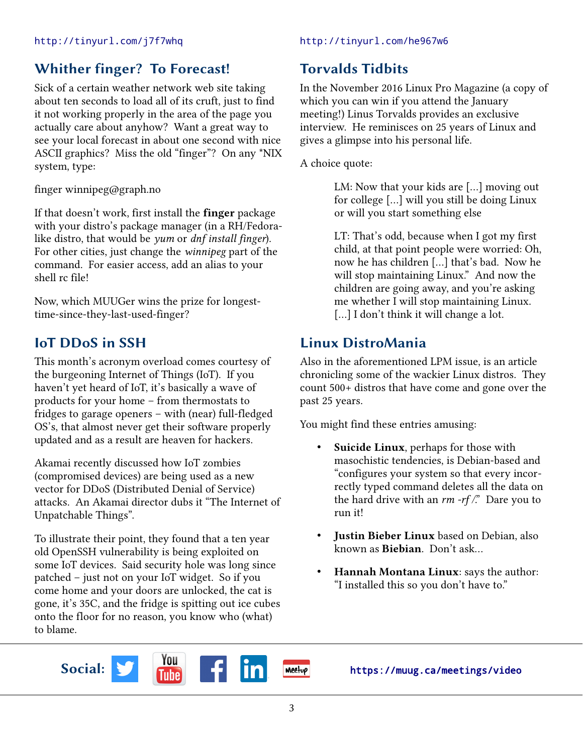http://tinyurl.com/j7f7whq

## Whither finger? To Forecast!

Sick of a certain weather network web site taking about ten seconds to load all of its cruft, just to find it not working properly in the area of the page you actually care about anyhow? Want a great way to see your local forecast in about one second with nice ASCII graphics? Miss the old "finger"? On any *NIX system, type:

finger winnipeg@graph.no

If that doesn't work, first install the **finger** package with your distro's package manager (in a RH/Fedora-like distro, that would be *yum* or *dnf install finger*). For other cities, just change the *winnipeg* part of the command. For easier access, add an alias to your shell rc file!

Now, which MUUGer wins the prize for longest-time-since-they-last-used-finger?

## IoT DDoS in SSH

This month's acronym overload comes courtesy of the burgeoning Internet of Things (IoT). If you haven't yet heard of IoT, it's basically a wave of products for your home – from thermostats to fridges to garage openers – with (near) full-fledged OS's, that almost never get their software properly updated and as a result are heaven for hackers.

Akamai recently discussed how IoT zombies (compromised devices) are being used as a new vector for DDoS (Distributed Denial of Service) attacks. An Akamai director dubs it "The Internet of Unpatchable Things".

To illustrate their point, they found that a ten year old OpenSSH vulnerability is being exploited on some IoT devices. Said security hole was long since patched – just not on your IoT widget. So if you come home and your doors are unlocked, the cat is gone, it's 35C, and the fridge is spitting out ice cubes onto the floor for no reason, you know who (what) to blame.

http://tinyurl.com/he967w6

## Torvalds Tidbits

In the November 2016 Linux Pro Magazine (a copy of which you can win if you attend the January meeting!) Linus Torvalds provides an exclusive interview. He reminisces on 25 years of Linux and gives a glimpse into his personal life.

A choice quote:

> LM: Now that your kids are [...] moving out for college [...] will you still be doing Linux or will you start something else
>
> LT: That's odd, because when I got my first child, at that point people were worried: Oh, now he has children [...] that's bad. Now he will stop maintaining Linux." And now the children are going away, and you're asking me whether I will stop maintaining Linux. [...] I don't think it will change a lot.

## Linux DistroMania

Also in the aforementioned LPM issue, is an article chronicling some of the wackier Linux distros. They count 500+ distros that have come and gone over the past 25 years.

You might find these entries amusing:

- **Suicide Linux**, perhaps for those with masochistic tendencies, is Debian-based and "configures your system so that every incorrectly typed command deletes all the data on the hard drive with an *rm -rf /*." Dare you to run it!
- **Justin Bieber Linux** based on Debian, also known as **Biebian**. Don't ask...
- **Hannah Montana Linux**: says the author: "I installed this so you don't have to."

**Social:** https://muug.ca/meetings/video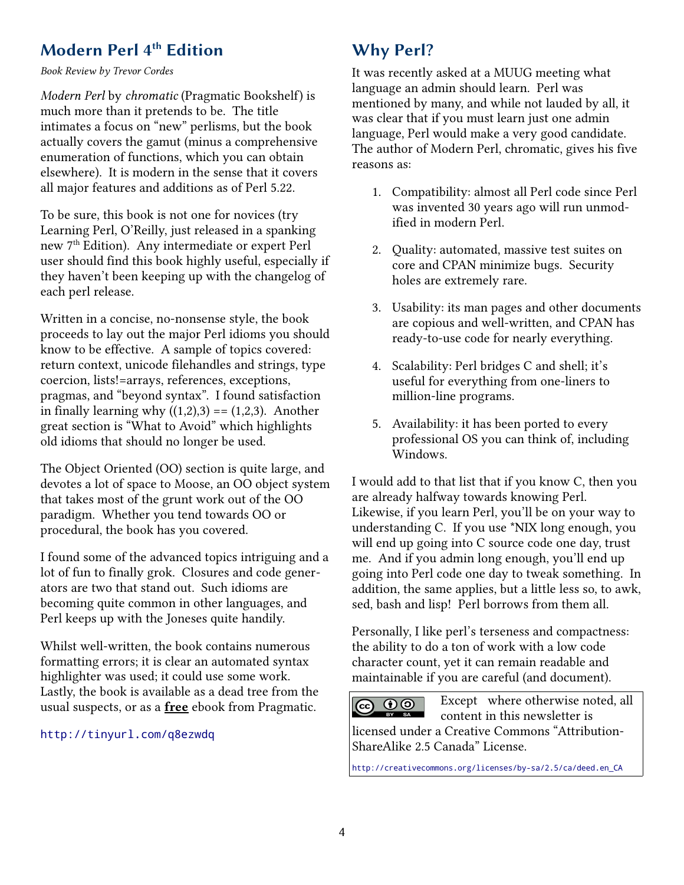## Modern Perl 4th Edition

*Book Review by Trevor Cordes*

*Modern Perl* by *chromatic* (Pragmatic Bookshelf) is much more than it pretends to be. The title intimates a focus on "new" perlisms, but the book actually covers the gamut (minus a comprehensive enumeration of functions, which you can obtain elsewhere). It is modern in the sense that it covers all major features and additions as of Perl 5.22.

To be sure, this book is not one for novices (try Learning Perl, O'Reilly, just released in a spanking new 7th Edition). Any intermediate or expert Perl user should find this book highly useful, especially if they haven't been keeping up with the changelog of each perl release.

Written in a concise, no-nonsense style, the book proceeds to lay out the major Perl idioms you should know to be effective. A sample of topics covered: return context, unicode filehandles and strings, type coercion, lists!=arrays, references, exceptions, pragmas, and "beyond syntax". I found satisfaction in finally learning why ((1,2),3) == (1,2,3). Another great section is "What to Avoid" which highlights old idioms that should no longer be used.

The Object Oriented (OO) section is quite large, and devotes a lot of space to Moose, an OO object system that takes most of the grunt work out of the OO paradigm. Whether you tend towards OO or procedural, the book has you covered.

I found some of the advanced topics intriguing and a lot of fun to finally grok. Closures and code generators are two that stand out. Such idioms are becoming quite common in other languages, and Perl keeps up with the Joneses quite handily.

Whilst well-written, the book contains numerous formatting errors; it is clear an automated syntax highlighter was used; it could use some work. Lastly, the book is available as a dead tree from the usual suspects, or as a **free** ebook from Pragmatic.

http://tinyurl.com/q8ezwdq

## Why Perl?

It was recently asked at a MUUG meeting what language an admin should learn. Perl was mentioned by many, and while not lauded by all, it was clear that if you must learn just one admin language, Perl would make a very good candidate. The author of Modern Perl, chromatic, gives his five reasons as:

1. Compatibility: almost all Perl code since Perl was invented 30 years ago will run unmodified in modern Perl.
2. Quality: automated, massive test suites on core and CPAN minimize bugs. Security holes are extremely rare.
3. Usability: its man pages and other documents are copious and well-written, and CPAN has ready-to-use code for nearly everything.
4. Scalability: Perl bridges C and shell; it's useful for everything from one-liners to million-line programs.
5. Availability: it has been ported to every professional OS you can think of, including Windows.

I would add to that list that if you know C, then you are already halfway towards knowing Perl. Likewise, if you learn Perl, you'll be on your way to understanding C. If you use *NIX long enough, you will end up going into C source code one day, trust me. And if you admin long enough, you'll end up going into Perl code one day to tweak something. In addition, the same applies, but a little less so, to awk, sed, bash and lisp! Perl borrows from them all.

Personally, I like perl's terseness and compactness: the ability to do a ton of work with a low code character count, yet it can remain readable and maintainable if you are careful (and document).

Except where otherwise noted, all content in this newsletter is licensed under a Creative Commons "Attribution-ShareAlike 2.5 Canada" License.

http://creativecommons.org/licenses/by-sa/2.5/ca/deed.en_CA